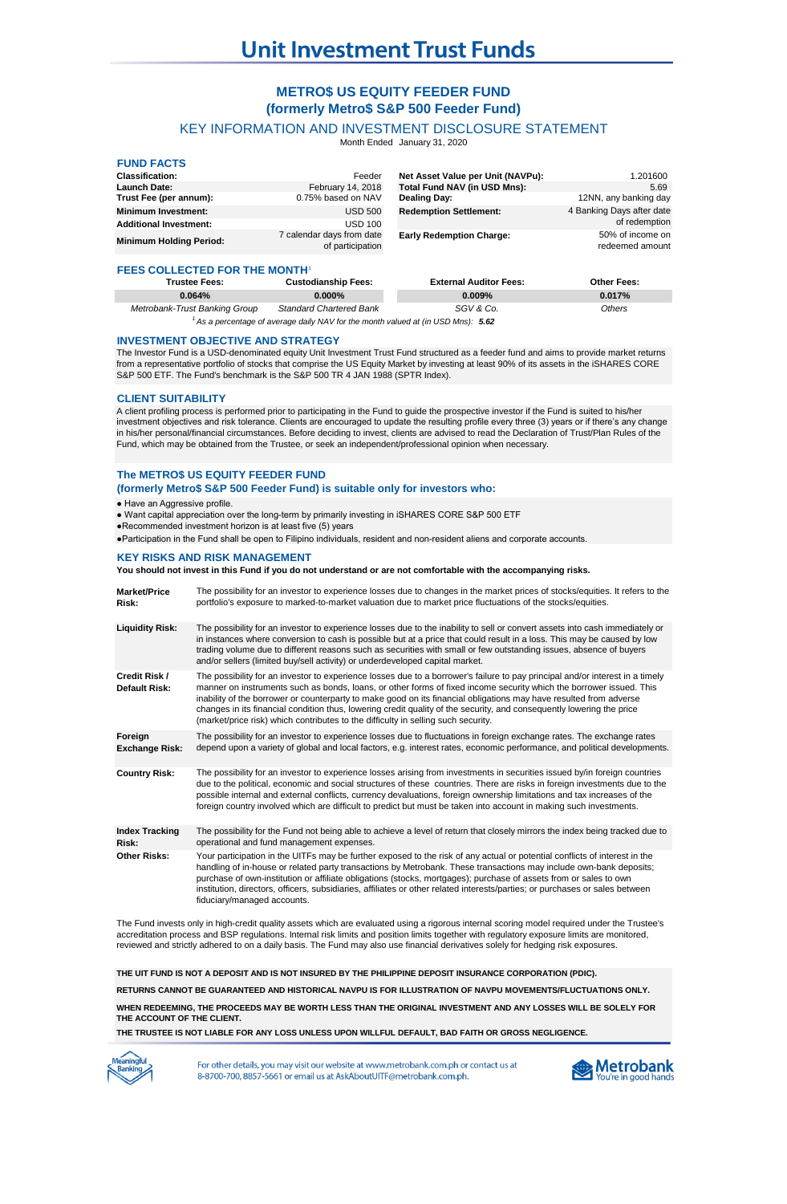# Unit Investment Trust Funds

## METRO$ US EQUITY FEEDER FUND
## (formerly Metro$ S&P 500 Feeder Fund)

### KEY INFORMATION AND INVESTMENT DISCLOSURE STATEMENT

Month Ended January 31, 2020

## FUND FACTS

| | | | |
|---|---|---|---|
| **Classification:** | Feeder | **Net Asset Value per Unit (NAVPu):** | 1.201600 |
| **Launch Date:** | February 14, 2018 | **Total Fund NAV (in USD Mns):** | 5.69 |
| **Trust Fee (per annum):** | 0.75% based on NAV | **Dealing Day:** | 12NN, any banking day |
| **Minimum Investment:** | USD 500 | **Redemption Settlement:** | 4 Banking Days after date of redemption |
| **Additional Investment:** | USD 100 | | |
| **Minimum Holding Period:** | 7 calendar days from date of participation | **Early Redemption Charge:** | 50% of income on redeemed amount |

## FEES COLLECTED FOR THE MONTH[1]

| Trustee Fees: | Custodianship Fees: | External Auditor Fees: | Other Fees: |
|---|---|---|---|
| 0.064% | 0.000% | 0.009% | 0.017% |
| *Metrobank-Trust Banking Group* | *Standard Chartered Bank* | *SGV & Co.* | *Others* |

*[1] As a percentage of average daily NAV for the month valued at (in USD Mns):* ***5.62***

## INVESTMENT OBJECTIVE AND STRATEGY

The Investor Fund is a USD-denominated equity Unit Investment Trust Fund structured as a feeder fund and aims to provide market returns from a representative portfolio of stocks that comprise the US Equity Market by investing at least 90% of its assets in the iSHARES CORE S&P 500 ETF. The Fund's benchmark is the S&P 500 TR 4 JAN 1988 (SPTR Index).

## CLIENT SUITABILITY

A client profiling process is performed prior to participating in the Fund to guide the prospective investor if the Fund is suited to his/her investment objectives and risk tolerance. Clients are encouraged to update the resulting profile every three (3) years or if there's any change in his/her personal/financial circumstances. Before deciding to invest, clients are advised to read the Declaration of Trust/Plan Rules of the Fund, which may be obtained from the Trustee, or seek an independent/professional opinion when necessary.

### The METRO$ US EQUITY FEEDER FUND (formerly Metro$ S&P 500 Feeder Fund) is suitable only for investors who:

- Have an Aggressive profile.
- Want capital appreciation over the long-term by primarily investing in iSHARES CORE S&P 500 ETF
- Recommended investment horizon is at least five (5) years
- Participation in the Fund shall be open to Filipino individuals, resident and non-resident aliens and corporate accounts.

## KEY RISKS AND RISK MANAGEMENT

**You should not invest in this Fund if you do not understand or are not comfortable with the accompanying risks.**

| | |
|---|---|
| **Market/Price Risk:** | The possibility for an investor to experience losses due to changes in the market prices of stocks/equities. It refers to the portfolio's exposure to marked-to-market valuation due to market price fluctuations of the stocks/equities. |
| **Liquidity Risk:** | The possibility for an investor to experience losses due to the inability to sell or convert assets into cash immediately or in instances where conversion to cash is possible but at a price that could result in a loss. This may be caused by low trading volume due to different reasons such as securities with small or few outstanding issues, absence of buyers and/or sellers (limited buy/sell activity) or underdeveloped capital market. |
| **Credit Risk / Default Risk:** | The possibility for an investor to experience losses due to a borrower's failure to pay principal and/or interest in a timely manner on instruments such as bonds, loans, or other forms of fixed income security which the borrower issued. This inability of the borrower or counterparty to make good on its financial obligations may have resulted from adverse changes in its financial condition thus, lowering credit quality of the security, and consequently lowering the price (market/price risk) which contributes to the difficulty in selling such security. |
| **Foreign Exchange Risk:** | The possibility for an investor to experience losses due to fluctuations in foreign exchange rates. The exchange rates depend upon a variety of global and local factors, e.g. interest rates, economic performance, and political developments. |
| **Country Risk:** | The possibility for an investor to experience losses arising from investments in securities issued by/in foreign countries due to the political, economic and social structures of these countries. There are risks in foreign investments due to the possible internal and external conflicts, currency devaluations, foreign ownership limitations and tax increases of the foreign country involved which are difficult to predict but must be taken into account in making such investments. |
| **Index Tracking Risk:** | The possibility for the Fund not being able to achieve a level of return that closely mirrors the index being tracked due to operational and fund management expenses. |
| **Other Risks:** | Your participation in the UITFs may be further exposed to the risk of any actual or potential conflicts of interest in the handling of in-house or related party transactions by Metrobank. These transactions may include own-bank deposits; purchase of own-institution or affiliate obligations (stocks, mortgages); purchase of assets from or sales to own institution, directors, officers, subsidiaries, affiliates or other related interests/parties; or purchases or sales between fiduciary/managed accounts. |

The Fund invests only in high-credit quality assets which are evaluated using a rigorous internal scoring model required under the Trustee's accreditation process and BSP regulations. Internal risk limits and position limits together with regulatory exposure limits are monitored, reviewed and strictly adhered to on a daily basis. The Fund may also use financial derivatives solely for hedging risk exposures.

**THE UIT FUND IS NOT A DEPOSIT AND IS NOT INSURED BY THE PHILIPPINE DEPOSIT INSURANCE CORPORATION (PDIC).**

**RETURNS CANNOT BE GUARANTEED AND HISTORICAL NAVPU IS FOR ILLUSTRATION OF NAVPU MOVEMENTS/FLUCTUATIONS ONLY.**

**WHEN REDEEMING, THE PROCEEDS MAY BE WORTH LESS THAN THE ORIGINAL INVESTMENT AND ANY LOSSES WILL BE SOLELY FOR THE ACCOUNT OF THE CLIENT.**

**THE TRUSTEE IS NOT LIABLE FOR ANY LOSS UNLESS UPON WILLFUL DEFAULT, BAD FAITH OR GROSS NEGLIGENCE.**

Meaningful Banking

For other details, you may visit our website at www.metrobank.com.ph or contact us at 8-8700-700, 8857-5661 or email us at AskAboutUITF@metrobank.com.ph.

Metrobank — You're in good hands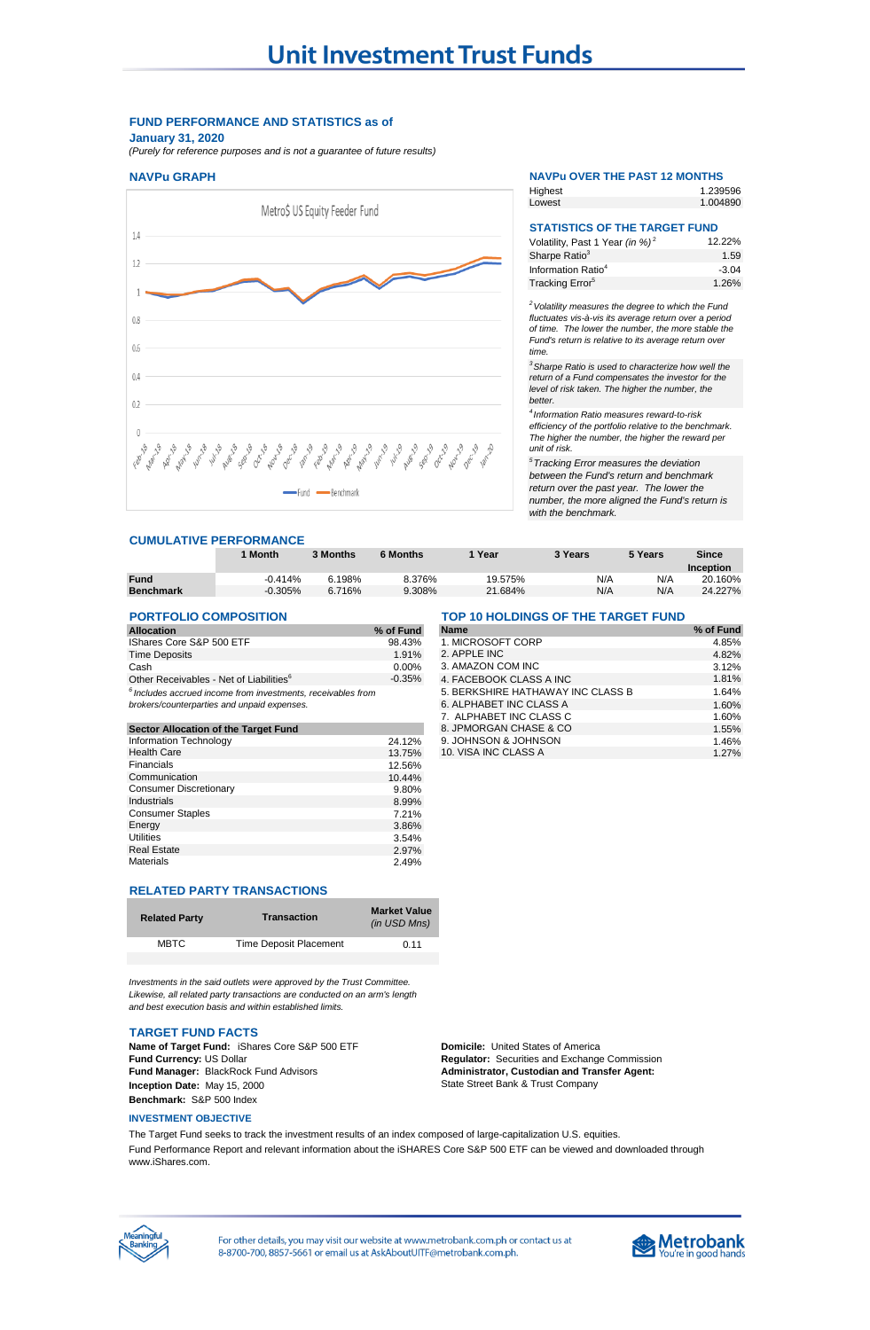# Unit Investment Trust Funds

**FUND PERFORMANCE AND STATISTICS as of January 31, 2020**

*(Purely for reference purposes and is not a guarantee of future results)*

### NAVPu GRAPH

Metro$ US Equity Feeder Fund

Fund — Benchmark

### NAVPu OVER THE PAST 12 MONTHS

| | |
|---|---|
| Highest | 1.239596 |
| Lowest | 1.004890 |

### STATISTICS OF THE TARGET FUND

| | |
|---|---|
| Volatility, Past 1 Year *(in %)* [2] | 12.22% |
| Sharpe Ratio[3] | 1.59 |
| Information Ratio[4] | -3.04 |
| Tracking Error[5] | 1.26% |

[2] *Volatility measures the degree to which the Fund fluctuates vis-à-vis its average return over a period of time. The lower the number, the more stable the Fund's return is relative to its average return over time.*

[3] *Sharpe Ratio is used to characterize how well the return of a Fund compensates the investor for the level of risk taken. The higher the number, the better.*

[4] *Information Ratio measures reward-to-risk efficiency of the portfolio relative to the benchmark. The higher the number, the higher the reward per unit of risk.*

[5] *Tracking Error measures the deviation between the Fund's return and benchmark return over the past year. The lower the number, the more aligned the Fund's return is with the benchmark.*

### CUMULATIVE PERFORMANCE

| | 1 Month | 3 Months | 6 Months | 1 Year | 3 Years | 5 Years | Since Inception |
|---|---|---|---|---|---|---|---|
| **Fund** | -0.414% | 6.198% | 8.376% | 19.575% | N/A | N/A | 20.160% |
| **Benchmark** | -0.305% | 6.716% | 9.308% | 21.684% | N/A | N/A | 24.227% |

### PORTFOLIO COMPOSITION

| Allocation | % of Fund |
|---|---|
| IShares Core S&P 500 ETF | 98.43% |
| Time Deposits | 1.91% |
| Cash | 0.00% |
| Other Receivables - Net of Liabilities[6] | -0.35% |

[6] *Includes accrued income from investments, receivables from brokers/counterparties and unpaid expenses.*

| Sector Allocation of the Target Fund | |
|---|---|
| Information Technology | 24.12% |
| Health Care | 13.75% |
| Financials | 12.56% |
| Communication | 10.44% |
| Consumer Discretionary | 9.80% |
| Industrials | 8.99% |
| Consumer Staples | 7.21% |
| Energy | 3.86% |
| Utilities | 3.54% |
| Real Estate | 2.97% |
| Materials | 2.49% |

### TOP 10 HOLDINGS OF THE TARGET FUND

| Name | % of Fund |
|---|---|
| 1. MICROSOFT CORP | 4.85% |
| 2. APPLE INC | 4.82% |
| 3. AMAZON COM INC | 3.12% |
| 4. FACEBOOK CLASS A INC | 1.81% |
| 5. BERKSHIRE HATHAWAY INC CLASS B | 1.64% |
| 6. ALPHABET INC CLASS A | 1.60% |
| 7. ALPHABET INC CLASS C | 1.60% |
| 8. JPMORGAN CHASE & CO | 1.55% |
| 9. JOHNSON & JOHNSON | 1.46% |
| 10. VISA INC CLASS A | 1.27% |

### RELATED PARTY TRANSACTIONS

| Related Party | Transaction | Market Value *(in USD Mns)* |
|---|---|---|
| MBTC | Time Deposit Placement | 0.11 |

*Investments in the said outlets were approved by the Trust Committee. Likewise, all related party transactions are conducted on an arm's length and best execution basis and within established limits.*

### TARGET FUND FACTS

**Name of Target Fund:** iShares Core S&P 500 ETF
**Fund Currency:** US Dollar
**Fund Manager:** BlackRock Fund Advisors
**Inception Date:** May 15, 2000
**Benchmark:** S&P 500 Index

**Domicile:** United States of America
**Regulator:** Securities and Exchange Commission
**Administrator, Custodian and Transfer Agent:** State Street Bank & Trust Company

#### INVESTMENT OBJECTIVE

The Target Fund seeks to track the investment results of an index composed of large-capitalization U.S. equities.

Fund Performance Report and relevant information about the iSHARES Core S&P 500 ETF can be viewed and downloaded through www.iShares.com.

For other details, you may visit our website at www.metrobank.com.ph or contact us at 8-8700-700, 8857-5661 or email us at AskAboutUITF@metrobank.com.ph.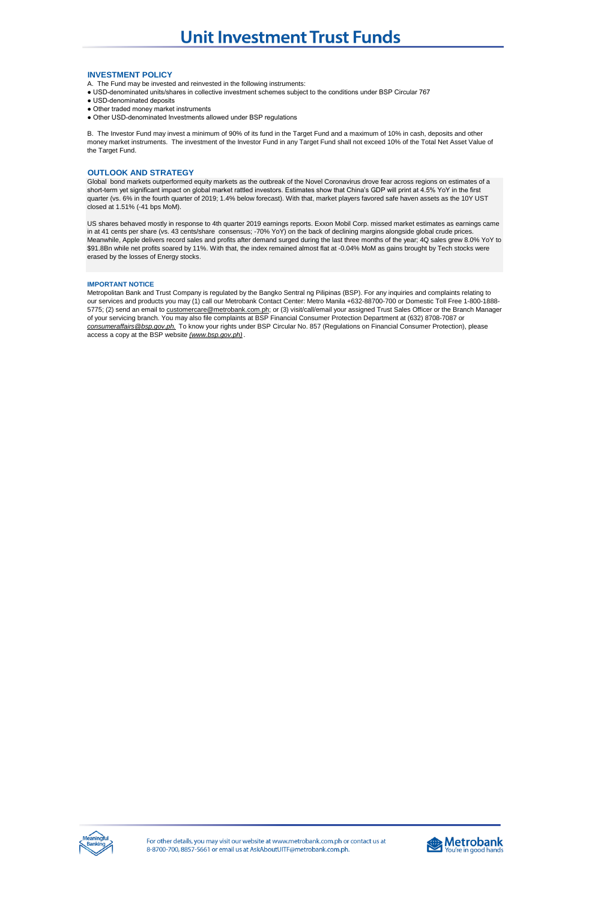# Unit Investment Trust Funds

## INVESTMENT POLICY

A. The Fund may be invested and reinvested in the following instruments:

- USD-denominated units/shares in collective investment schemes subject to the conditions under BSP Circular 767
- USD-denominated deposits
- Other traded money market instruments
- Other USD-denominated Investments allowed under BSP regulations

B. The Investor Fund may invest a minimum of 90% of its fund in the Target Fund and a maximum of 10% in cash, deposits and other money market instruments. The investment of the Investor Fund in any Target Fund shall not exceed 10% of the Total Net Asset Value of the Target Fund.

## OUTLOOK AND STRATEGY

Global bond markets outperformed equity markets as the outbreak of the Novel Coronavirus drove fear across regions on estimates of a short-term yet significant impact on global market rattled investors. Estimates show that China's GDP will print at 4.5% YoY in the first quarter (vs. 6% in the fourth quarter of 2019; 1.4% below forecast). With that, market players favored safe haven assets as the 10Y UST closed at 1.51% (-41 bps MoM).

US shares behaved mostly in response to 4th quarter 2019 earnings reports. Exxon Mobil Corp. missed market estimates as earnings came in at 41 cents per share (vs. 43 cents/share consensus; -70% YoY) on the back of declining margins alongside global crude prices. Meanwhile, Apple delivers record sales and profits after demand surged during the last three months of the year; 4Q sales grew 8.0% YoY to $91.8Bn while net profits soared by 11%. With that, the index remained almost flat at -0.04% MoM as gains brought by Tech stocks were erased by the losses of Energy stocks.

### IMPORTANT NOTICE

Metropolitan Bank and Trust Company is regulated by the Bangko Sentral ng Pilipinas (BSP). For any inquiries and complaints relating to our services and products you may (1) call our Metrobank Contact Center: Metro Manila +632-88700-700 or Domestic Toll Free 1-800-1888-5775; (2) send an email to customercare@metrobank.com.ph; or (3) visit/call/email your assigned Trust Sales Officer or the Branch Manager of your servicing branch. You may also file complaints at BSP Financial Consumer Protection Department at (632) 8708-7087 or *consumeraffairs@bsp.gov.ph.* To know your rights under BSP Circular No. 857 (Regulations on Financial Consumer Protection), please access a copy at the BSP website *(www.bsp.gov.ph)*.

For other details, you may visit our website at www.metrobank.com.ph or contact us at 8-8700-700, 8857-5661 or email us at AskAboutUITF@metrobank.com.ph.